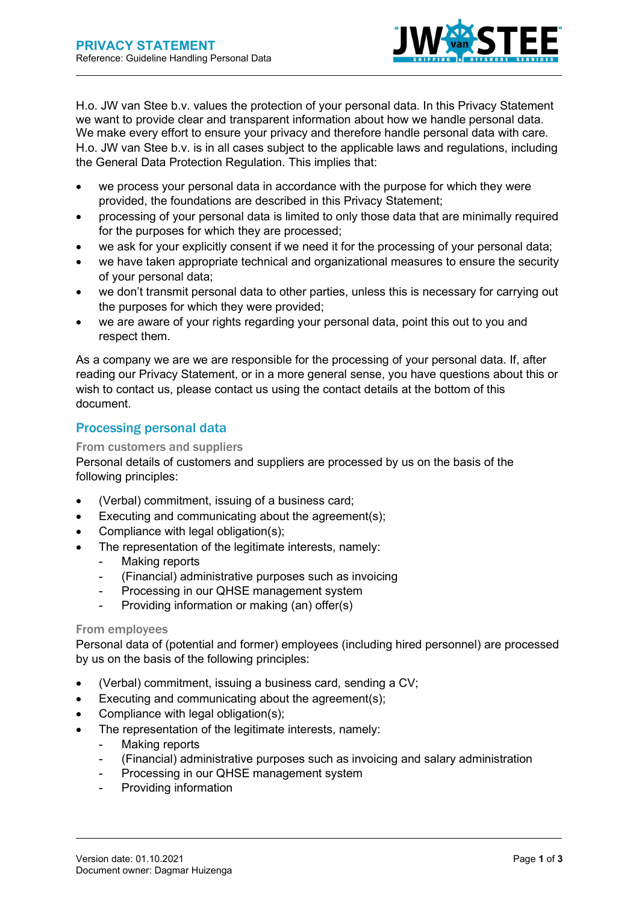# PRIVACY STATEMENT

Reference: Guideline Handling Personal Data

H.o. JW van Stee b.v. values the protection of your personal data. In this Privacy Statement we want to provide clear and transparent information about how we handle personal data. We make every effort to ensure your privacy and therefore handle personal data with care. H.o. JW van Stee b.v. is in all cases subject to the applicable laws and regulations, including the General Data Protection Regulation. This implies that:

- we process your personal data in accordance with the purpose for which they were provided, the foundations are described in this Privacy Statement;
- processing of your personal data is limited to only those data that are minimally required for the purposes for which they are processed;
- we ask for your explicitly consent if we need it for the processing of your personal data;
- we have taken appropriate technical and organizational measures to ensure the security of your personal data;
- we don't transmit personal data to other parties, unless this is necessary for carrying out the purposes for which they were provided;
- we are aware of your rights regarding your personal data, point this out to you and respect them.

As a company we are we are responsible for the processing of your personal data. If, after reading our Privacy Statement, or in a more general sense, you have questions about this or wish to contact us, please contact us using the contact details at the bottom of this document.

## Processing personal data

### From customers and suppliers

Personal details of customers and suppliers are processed by us on the basis of the following principles:

- (Verbal) commitment, issuing of a business card;
- Executing and communicating about the agreement(s);
- Compliance with legal obligation(s);
- The representation of the legitimate interests, namely:
  - Making reports
  - (Financial) administrative purposes such as invoicing
  - Processing in our QHSE management system
  - Providing information or making (an) offer(s)

### From employees

Personal data of (potential and former) employees (including hired personnel) are processed by us on the basis of the following principles:

- (Verbal) commitment, issuing a business card, sending a CV;
- Executing and communicating about the agreement(s);
- Compliance with legal obligation(s);
- The representation of the legitimate interests, namely:
  - Making reports
  - (Financial) administrative purposes such as invoicing and salary administration
  - Processing in our QHSE management system
  - Providing information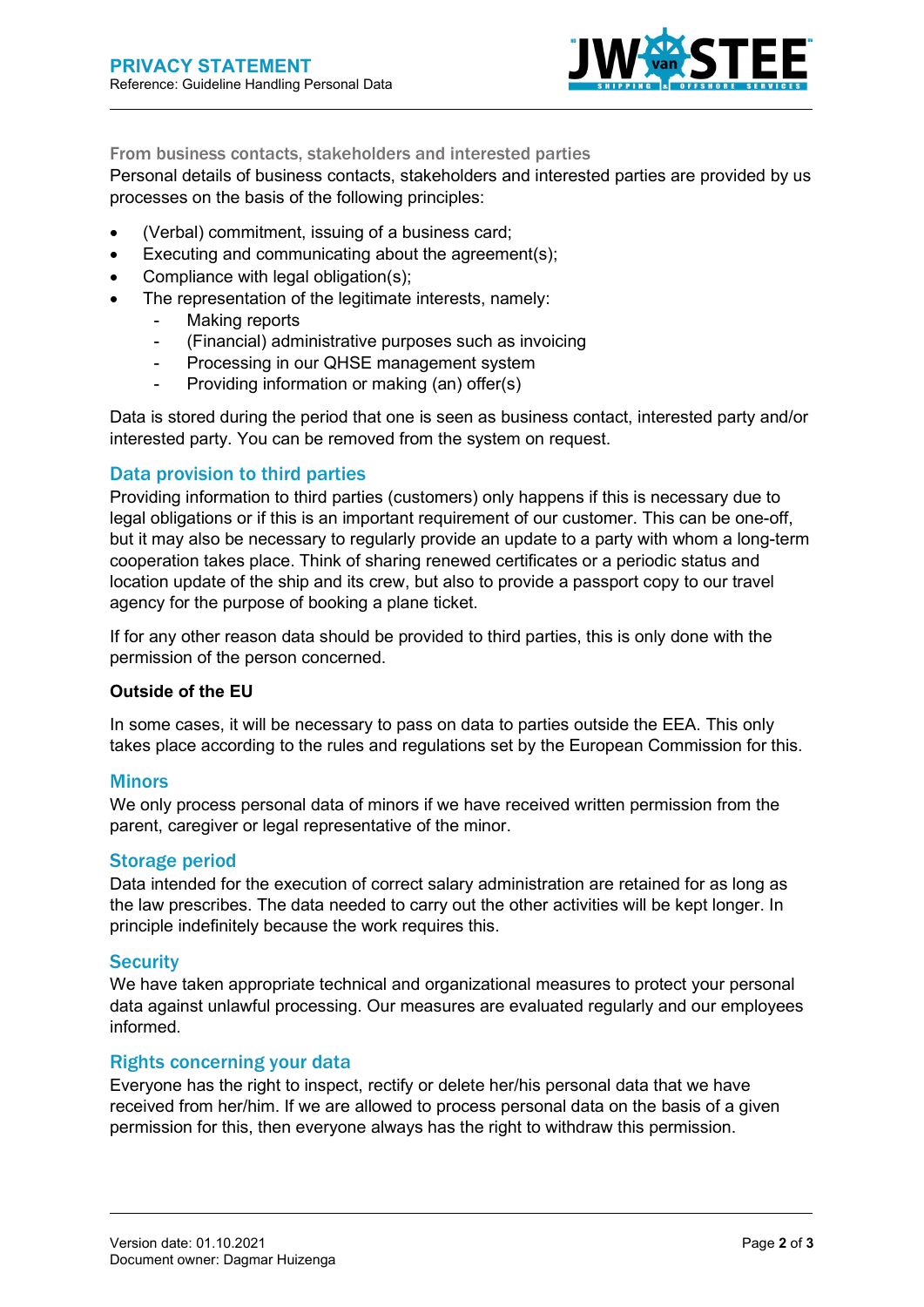### From business contacts, stakeholders and interested parties

Personal details of business contacts, stakeholders and interested parties are provided by us processes on the basis of the following principles:

- (Verbal) commitment, issuing of a business card;
- Executing and communicating about the agreement(s);
- Compliance with legal obligation(s);
- The representation of the legitimate interests, namely:
  - Making reports
  - (Financial) administrative purposes such as invoicing
  - Processing in our QHSE management system
  - Providing information or making (an) offer(s)

Data is stored during the period that one is seen as business contact, interested party and/or interested party. You can be removed from the system on request.

## Data provision to third parties

Providing information to third parties (customers) only happens if this is necessary due to legal obligations or if this is an important requirement of our customer. This can be one-off, but it may also be necessary to regularly provide an update to a party with whom a long-term cooperation takes place. Think of sharing renewed certificates or a periodic status and location update of the ship and its crew, but also to provide a passport copy to our travel agency for the purpose of booking a plane ticket.

If for any other reason data should be provided to third parties, this is only done with the permission of the person concerned.

**Outside of the EU**

In some cases, it will be necessary to pass on data to parties outside the EEA. This only takes place according to the rules and regulations set by the European Commission for this.

## Minors

We only process personal data of minors if we have received written permission from the parent, caregiver or legal representative of the minor.

## Storage period

Data intended for the execution of correct salary administration are retained for as long as the law prescribes. The data needed to carry out the other activities will be kept longer. In principle indefinitely because the work requires this.

## Security

We have taken appropriate technical and organizational measures to protect your personal data against unlawful processing. Our measures are evaluated regularly and our employees informed.

## Rights concerning your data

Everyone has the right to inspect, rectify or delete her/his personal data that we have received from her/him. If we are allowed to process personal data on the basis of a given permission for this, then everyone always has the right to withdraw this permission.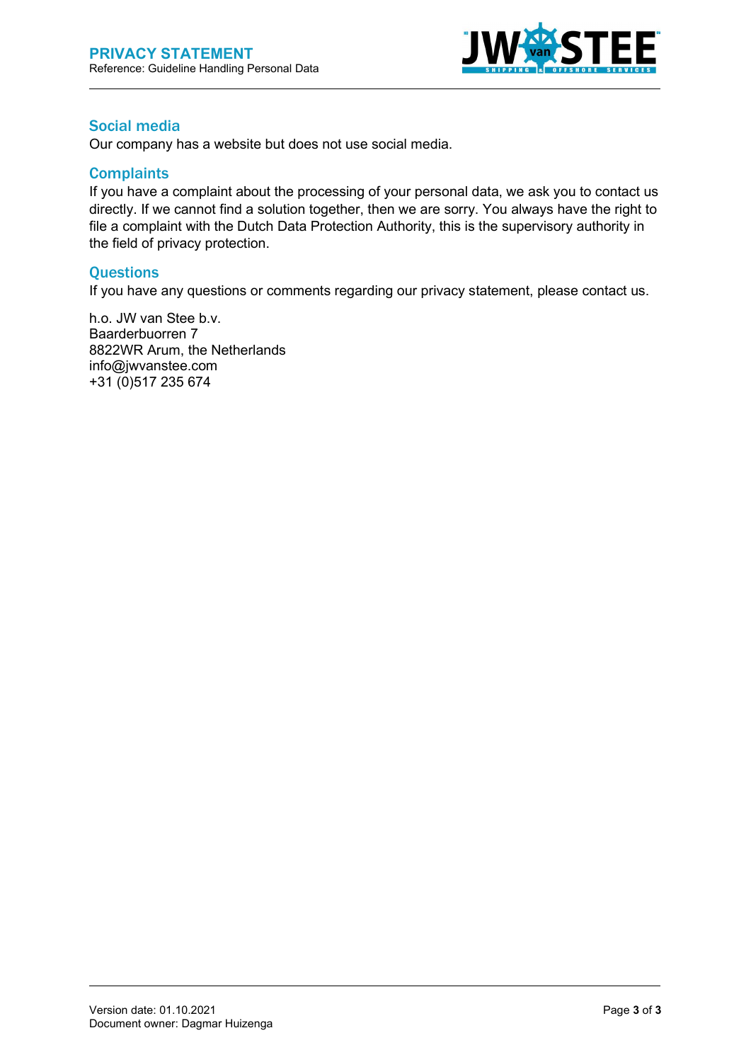## Social media

Our company has a website but does not use social media.

## Complaints

If you have a complaint about the processing of your personal data, we ask you to contact us directly. If we cannot find a solution together, then we are sorry. You always have the right to file a complaint with the Dutch Data Protection Authority, this is the supervisory authority in the field of privacy protection.

## Questions

If you have any questions or comments regarding our privacy statement, please contact us.

h.o. JW van Stee b.v.  
Baarderbuorren 7  
8822WR Arum, the Netherlands  
info@jwvanstee.com  
+31 (0)517 235 674